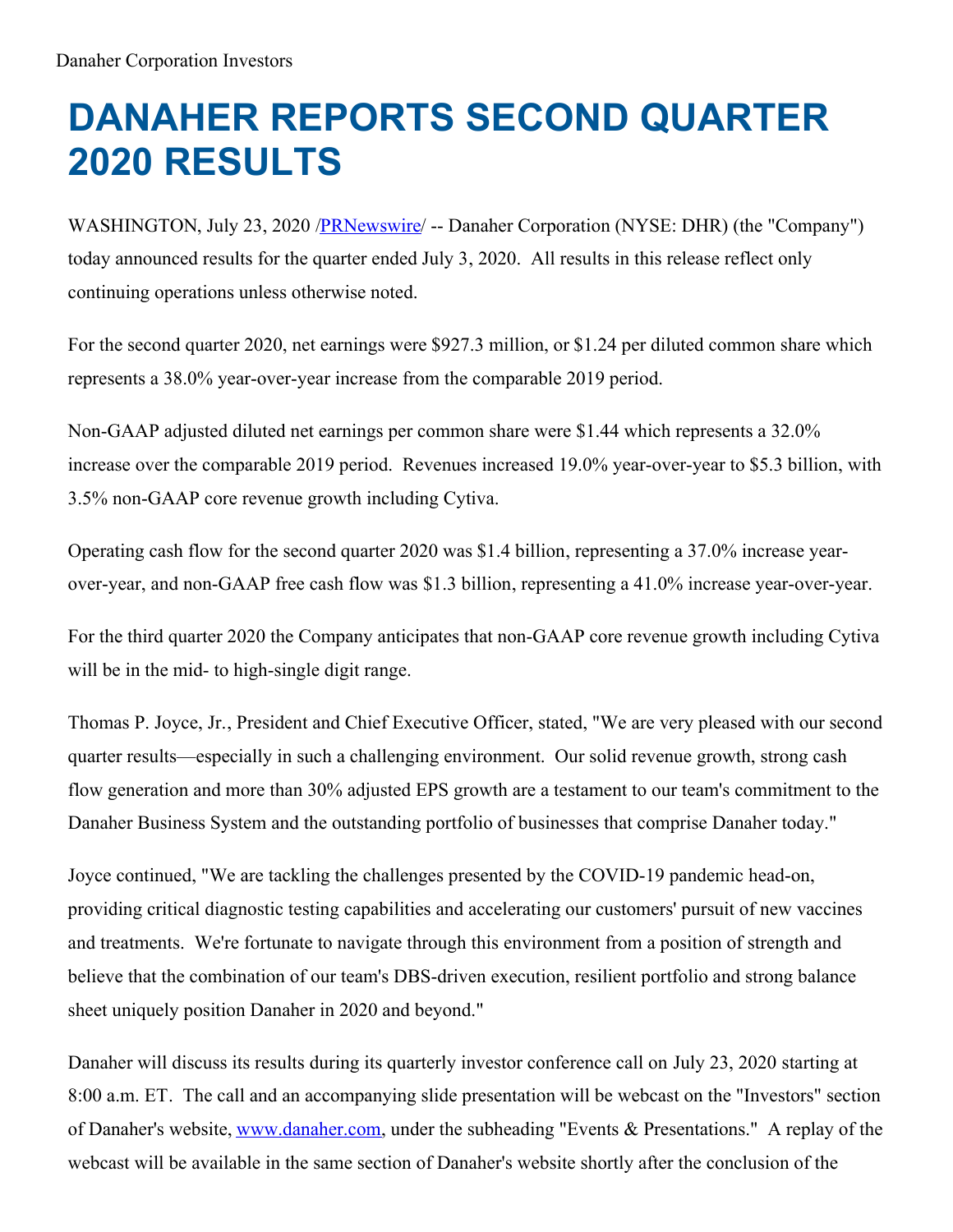Danaher Corporation Investors

# DANAHER REPORTS SECOND QUARTER 2020 RESULTS

WASHINGTON, July 23, 2020 /PRNewswire/ -- Danaher Corporation (NYSE: DHR) (the "Company") today announced results for the quarter ended July 3, 2020. All results in this release reflect only continuing operations unless otherwise noted.

For the second quarter 2020, net earnings were $927.3 million, or $1.24 per diluted common share which represents a 38.0% year-over-year increase from the comparable 2019 period.

Non-GAAP adjusted diluted net earnings per common share were $1.44 which represents a 32.0% increase over the comparable 2019 period. Revenues increased 19.0% year-over-year to $5.3 billion, with 3.5% non-GAAP core revenue growth including Cytiva.

Operating cash flow for the second quarter 2020 was $1.4 billion, representing a 37.0% increase year-over-year, and non-GAAP free cash flow was $1.3 billion, representing a 41.0% increase year-over-year.

For the third quarter 2020 the Company anticipates that non-GAAP core revenue growth including Cytiva will be in the mid- to high-single digit range.

Thomas P. Joyce, Jr., President and Chief Executive Officer, stated, "We are very pleased with our second quarter results—especially in such a challenging environment. Our solid revenue growth, strong cash flow generation and more than 30% adjusted EPS growth are a testament to our team's commitment to the Danaher Business System and the outstanding portfolio of businesses that comprise Danaher today."

Joyce continued, "We are tackling the challenges presented by the COVID-19 pandemic head-on, providing critical diagnostic testing capabilities and accelerating our customers' pursuit of new vaccines and treatments. We're fortunate to navigate through this environment from a position of strength and believe that the combination of our team's DBS-driven execution, resilient portfolio and strong balance sheet uniquely position Danaher in 2020 and beyond."

Danaher will discuss its results during its quarterly investor conference call on July 23, 2020 starting at 8:00 a.m. ET. The call and an accompanying slide presentation will be webcast on the "Investors" section of Danaher's website, www.danaher.com, under the subheading "Events & Presentations." A replay of the webcast will be available in the same section of Danaher's website shortly after the conclusion of the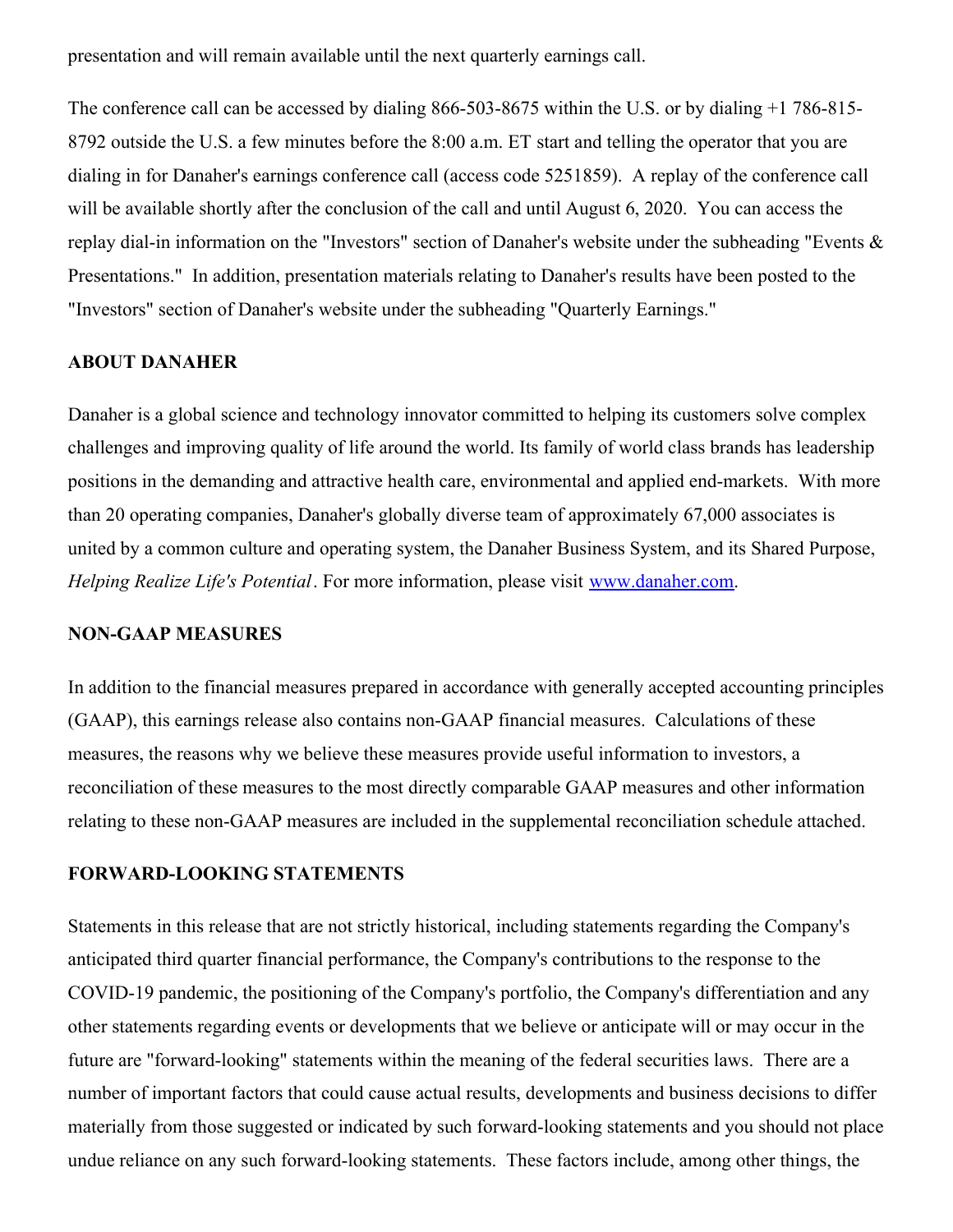presentation and will remain available until the next quarterly earnings call.

The conference call can be accessed by dialing 866-503-8675 within the U.S. or by dialing +1 786-815-8792 outside the U.S. a few minutes before the 8:00 a.m. ET start and telling the operator that you are dialing in for Danaher's earnings conference call (access code 5251859). A replay of the conference call will be available shortly after the conclusion of the call and until August 6, 2020. You can access the replay dial-in information on the "Investors" section of Danaher's website under the subheading "Events & Presentations." In addition, presentation materials relating to Danaher's results have been posted to the "Investors" section of Danaher's website under the subheading "Quarterly Earnings."

## ABOUT DANAHER

Danaher is a global science and technology innovator committed to helping its customers solve complex challenges and improving quality of life around the world. Its family of world class brands has leadership positions in the demanding and attractive health care, environmental and applied end-markets. With more than 20 operating companies, Danaher's globally diverse team of approximately 67,000 associates is united by a common culture and operating system, the Danaher Business System, and its Shared Purpose, *Helping Realize Life's Potential*. For more information, please visit [www.danaher.com](http://www.danaher.com).

## NON-GAAP MEASURES

In addition to the financial measures prepared in accordance with generally accepted accounting principles (GAAP), this earnings release also contains non-GAAP financial measures. Calculations of these measures, the reasons why we believe these measures provide useful information to investors, a reconciliation of these measures to the most directly comparable GAAP measures and other information relating to these non-GAAP measures are included in the supplemental reconciliation schedule attached.

## FORWARD-LOOKING STATEMENTS

Statements in this release that are not strictly historical, including statements regarding the Company's anticipated third quarter financial performance, the Company's contributions to the response to the COVID-19 pandemic, the positioning of the Company's portfolio, the Company's differentiation and any other statements regarding events or developments that we believe or anticipate will or may occur in the future are "forward-looking" statements within the meaning of the federal securities laws. There are a number of important factors that could cause actual results, developments and business decisions to differ materially from those suggested or indicated by such forward-looking statements and you should not place undue reliance on any such forward-looking statements. These factors include, among other things, the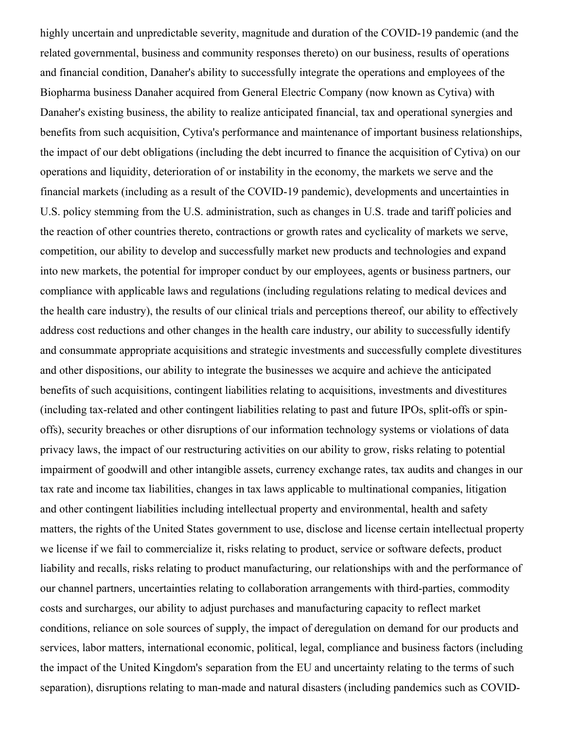highly uncertain and unpredictable severity, magnitude and duration of the COVID-19 pandemic (and the related governmental, business and community responses thereto) on our business, results of operations and financial condition, Danaher's ability to successfully integrate the operations and employees of the Biopharma business Danaher acquired from General Electric Company (now known as Cytiva) with Danaher's existing business, the ability to realize anticipated financial, tax and operational synergies and benefits from such acquisition, Cytiva's performance and maintenance of important business relationships, the impact of our debt obligations (including the debt incurred to finance the acquisition of Cytiva) on our operations and liquidity, deterioration of or instability in the economy, the markets we serve and the financial markets (including as a result of the COVID-19 pandemic), developments and uncertainties in U.S. policy stemming from the U.S. administration, such as changes in U.S. trade and tariff policies and the reaction of other countries thereto, contractions or growth rates and cyclicality of markets we serve, competition, our ability to develop and successfully market new products and technologies and expand into new markets, the potential for improper conduct by our employees, agents or business partners, our compliance with applicable laws and regulations (including regulations relating to medical devices and the health care industry), the results of our clinical trials and perceptions thereof, our ability to effectively address cost reductions and other changes in the health care industry, our ability to successfully identify and consummate appropriate acquisitions and strategic investments and successfully complete divestitures and other dispositions, our ability to integrate the businesses we acquire and achieve the anticipated benefits of such acquisitions, contingent liabilities relating to acquisitions, investments and divestitures (including tax-related and other contingent liabilities relating to past and future IPOs, split-offs or spin-offs), security breaches or other disruptions of our information technology systems or violations of data privacy laws, the impact of our restructuring activities on our ability to grow, risks relating to potential impairment of goodwill and other intangible assets, currency exchange rates, tax audits and changes in our tax rate and income tax liabilities, changes in tax laws applicable to multinational companies, litigation and other contingent liabilities including intellectual property and environmental, health and safety matters, the rights of the United States government to use, disclose and license certain intellectual property we license if we fail to commercialize it, risks relating to product, service or software defects, product liability and recalls, risks relating to product manufacturing, our relationships with and the performance of our channel partners, uncertainties relating to collaboration arrangements with third-parties, commodity costs and surcharges, our ability to adjust purchases and manufacturing capacity to reflect market conditions, reliance on sole sources of supply, the impact of deregulation on demand for our products and services, labor matters, international economic, political, legal, compliance and business factors (including the impact of the United Kingdom's separation from the EU and uncertainty relating to the terms of such separation), disruptions relating to man-made and natural disasters (including pandemics such as COVID-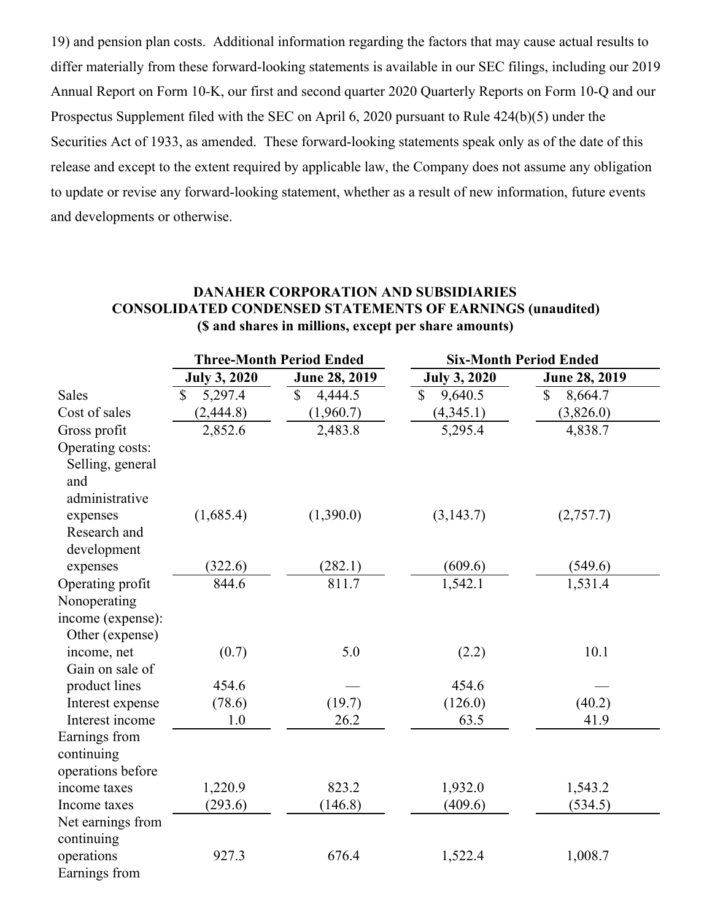19) and pension plan costs. Additional information regarding the factors that may cause actual results to differ materially from these forward-looking statements is available in our SEC filings, including our 2019 Annual Report on Form 10-K, our first and second quarter 2020 Quarterly Reports on Form 10-Q and our Prospectus Supplement filed with the SEC on April 6, 2020 pursuant to Rule 424(b)(5) under the Securities Act of 1933, as amended. These forward-looking statements speak only as of the date of this release and except to the extent required by applicable law, the Company does not assume any obligation to update or revise any forward-looking statement, whether as a result of new information, future events and developments or otherwise.

**DANAHER CORPORATION AND SUBSIDIARIES**
**CONSOLIDATED CONDENSED STATEMENTS OF EARNINGS (unaudited)**
**($ and shares in millions, except per share amounts)**

| | Three-Month Period Ended | | Six-Month Period Ended | |
|---|---|---|---|---|
| | July 3, 2020 | June 28, 2019 | July 3, 2020 | June 28, 2019 |
| Sales | $ 5,297.4 | $ 4,444.5 | $ 9,640.5 | $ 8,664.7 |
| Cost of sales | (2,444.8) | (1,960.7) | (4,345.1) | (3,826.0) |
| Gross profit | 2,852.6 | 2,483.8 | 5,295.4 | 4,838.7 |
| Operating costs: | | | | |
| Selling, general and administrative expenses | (1,685.4) | (1,390.0) | (3,143.7) | (2,757.7) |
| Research and development expenses | (322.6) | (282.1) | (609.6) | (549.6) |
| Operating profit | 844.6 | 811.7 | 1,542.1 | 1,531.4 |
| Nonoperating income (expense): | | | | |
| Other (expense) income, net | (0.7) | 5.0 | (2.2) | 10.1 |
| Gain on sale of product lines | 454.6 | — | 454.6 | — |
| Interest expense | (78.6) | (19.7) | (126.0) | (40.2) |
| Interest income | 1.0 | 26.2 | 63.5 | 41.9 |
| Earnings from continuing operations before income taxes | 1,220.9 | 823.2 | 1,932.0 | 1,543.2 |
| Income taxes | (293.6) | (146.8) | (409.6) | (534.5) |
| Net earnings from continuing operations | 927.3 | 676.4 | 1,522.4 | 1,008.7 |
| Earnings from | | | | |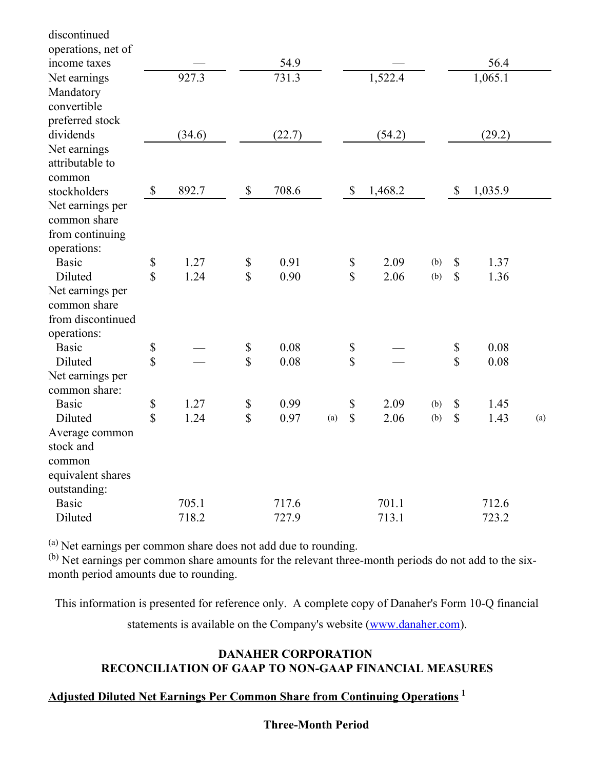| | | | | |
|---|---|---|---|---|
| discontinued operations, net of income taxes | — | 54.9 | — | 56.4 |
| Net earnings | 927.3 | 731.3 | 1,522.4 | 1,065.1 |
| Mandatory convertible preferred stock dividends | (34.6) | (22.7) | (54.2) | (29.2) |
| Net earnings attributable to common stockholders | $ 892.7 | $ 708.6 | $ 1,468.2 | $ 1,035.9 |
| Net earnings per common share from continuing operations: | | | | |
| Basic | $ 1.27 | $ 0.91 | $ 2.09 (b) | $ 1.37 |
| Diluted | $ 1.24 | $ 0.90 | $ 2.06 (b) | $ 1.36 |
| Net earnings per common share from discontinued operations: | | | | |
| Basic | $ — | $ 0.08 | $ — | $ 0.08 |
| Diluted | $ — | $ 0.08 | $ — | $ 0.08 |
| Net earnings per common share: | | | | |
| Basic | $ 1.27 | $ 0.99 | $ 2.09 (b) | $ 1.45 |
| Diluted | $ 1.24 | $ 0.97 (a) | $ 2.06 (b) | $ 1.43 (a) |
| Average common stock and common equivalent shares outstanding: | | | | |
| Basic | 705.1 | 717.6 | 701.1 | 712.6 |
| Diluted | 718.2 | 727.9 | 713.1 | 723.2 |

[(a)] Net earnings per common share does not add due to rounding.
[(b)] Net earnings per common share amounts for the relevant three-month periods do not add to the six-month period amounts due to rounding.

This information is presented for reference only. A complete copy of Danaher's Form 10-Q financial statements is available on the Company's website (www.danaher.com).

**DANAHER CORPORATION**
**RECONCILIATION OF GAAP TO NON-GAAP FINANCIAL MEASURES**

**Adjusted Diluted Net Earnings Per Common Share from Continuing Operations** [1]

**Three-Month Period**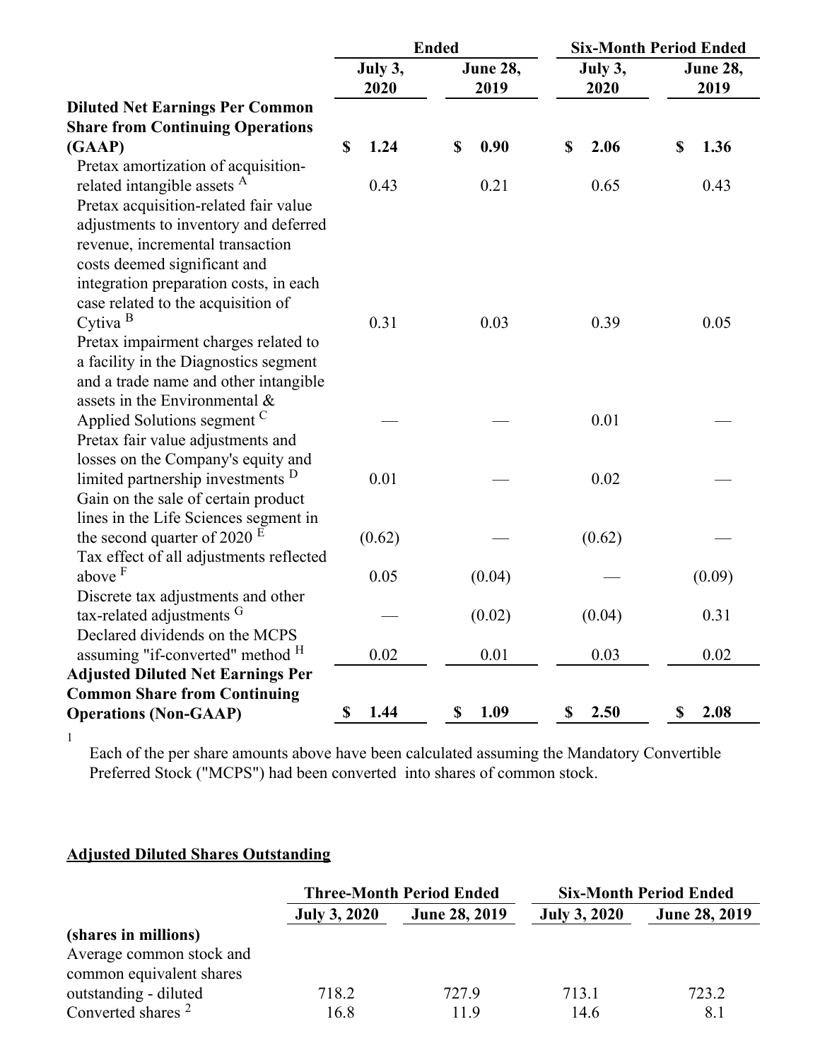| | Ended | | Six-Month Period Ended | |
|---|---|---|---|---|
| | July 3, 2020 | June 28, 2019 | July 3, 2020 | June 28, 2019 |
| **Diluted Net Earnings Per Common Share from Continuing Operations (GAAP)** | **$ 1.24** | **$ 0.90** | **$ 2.06** | **$ 1.36** |
| Pretax amortization of acquisition-related intangible assets [A] | 0.43 | 0.21 | 0.65 | 0.43 |
| Pretax acquisition-related fair value adjustments to inventory and deferred revenue, incremental transaction costs deemed significant and integration preparation costs, in each case related to the acquisition of Cytiva [B] | 0.31 | 0.03 | 0.39 | 0.05 |
| Pretax impairment charges related to a facility in the Diagnostics segment and a trade name and other intangible assets in the Environmental & Applied Solutions segment [C] | — | — | 0.01 | — |
| Pretax fair value adjustments and losses on the Company's equity and limited partnership investments [D] | 0.01 | — | 0.02 | — |
| Gain on the sale of certain product lines in the Life Sciences segment in the second quarter of 2020 [E] | (0.62) | — | (0.62) | — |
| Tax effect of all adjustments reflected above [F] | 0.05 | (0.04) | — | (0.09) |
| Discrete tax adjustments and other tax-related adjustments [G] | — | (0.02) | (0.04) | 0.31 |
| Declared dividends on the MCPS assuming "if-converted" method [H] | 0.02 | 0.01 | 0.03 | 0.02 |
| **Adjusted Diluted Net Earnings Per Common Share from Continuing Operations (Non-GAAP)** | **$ 1.44** | **$ 1.09** | **$ 2.50** | **$ 2.08** |

[1] Each of the per share amounts above have been calculated assuming the Mandatory Convertible Preferred Stock ("MCPS") had been converted into shares of common stock.

**Adjusted Diluted Shares Outstanding**

| | Three-Month Period Ended | | Six-Month Period Ended | |
|---|---|---|---|---|
| | July 3, 2020 | June 28, 2019 | July 3, 2020 | June 28, 2019 |
| **(shares in millions)** | | | | |
| Average common stock and common equivalent shares outstanding - diluted | 718.2 | 727.9 | 713.1 | 723.2 |
| Converted shares [2] | 16.8 | 11.9 | 14.6 | 8.1 |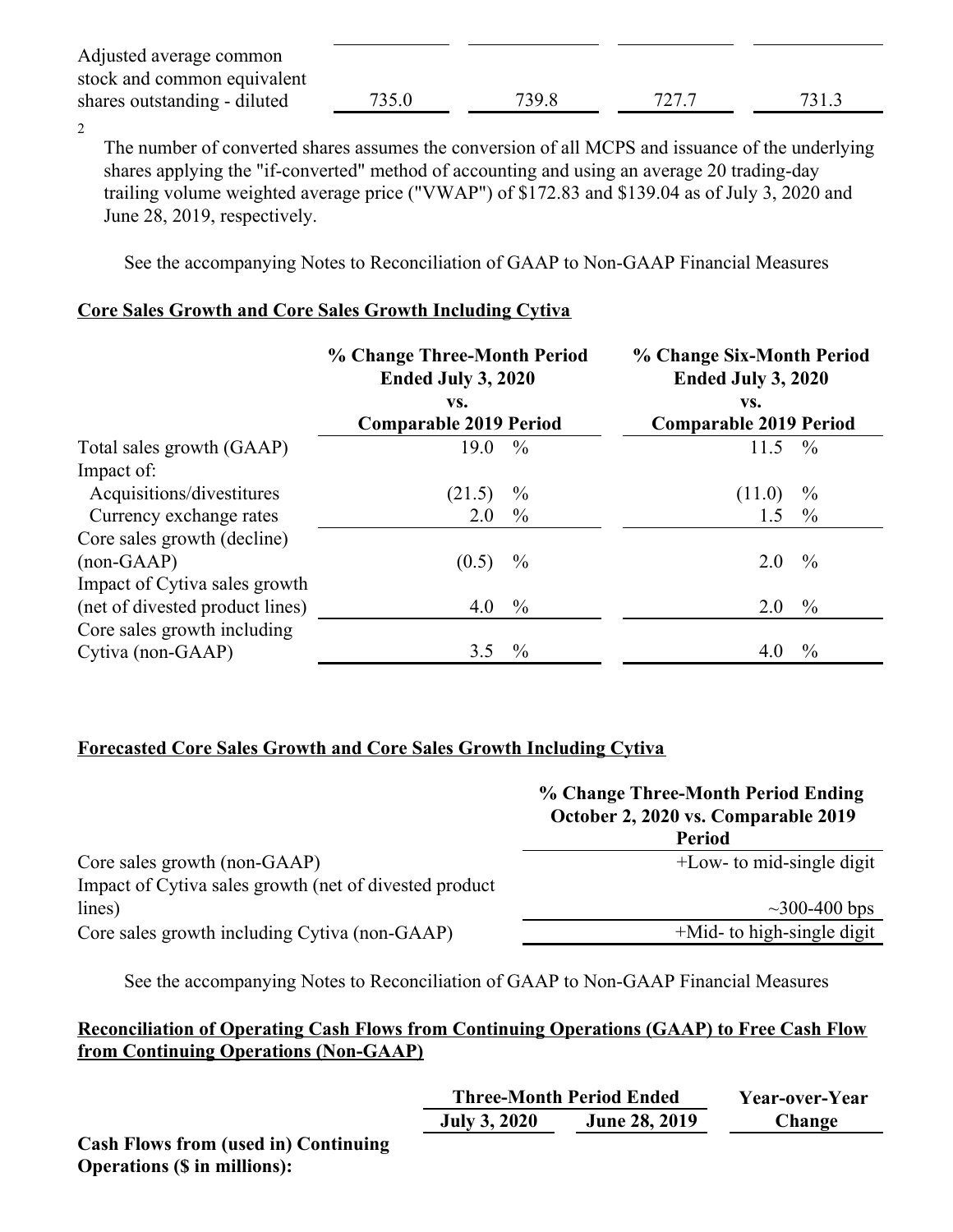| | | | | |
|---|---|---|---|---|
| Adjusted average common stock and common equivalent shares outstanding - diluted | 735.0 | 739.8 | 727.7 | 731.3 |

[2] The number of converted shares assumes the conversion of all MCPS and issuance of the underlying shares applying the "if-converted" method of accounting and using an average 20 trading-day trailing volume weighted average price ("VWAP") of $172.83 and $139.04 as of July 3, 2020 and June 28, 2019, respectively.

See the accompanying Notes to Reconciliation of GAAP to Non-GAAP Financial Measures

**Core Sales Growth and Core Sales Growth Including Cytiva**

| | % Change Three-Month Period Ended July 3, 2020 vs. Comparable 2019 Period | % Change Six-Month Period Ended July 3, 2020 vs. Comparable 2019 Period |
|---|---|---|
| Total sales growth (GAAP) | 19.0 % | 11.5 % |
| Impact of: | | |
| Acquisitions/divestitures | (21.5) % | (11.0) % |
| Currency exchange rates | 2.0 % | 1.5 % |
| Core sales growth (decline) (non-GAAP) | (0.5) % | 2.0 % |
| Impact of Cytiva sales growth (net of divested product lines) | 4.0 % | 2.0 % |
| Core sales growth including Cytiva (non-GAAP) | 3.5 % | 4.0 % |

**Forecasted Core Sales Growth and Core Sales Growth Including Cytiva**

| | % Change Three-Month Period Ending October 2, 2020 vs. Comparable 2019 Period |
|---|---|
| Core sales growth (non-GAAP) | +Low- to mid-single digit |
| Impact of Cytiva sales growth (net of divested product lines) | ~300-400 bps |
| Core sales growth including Cytiva (non-GAAP) | +Mid- to high-single digit |

See the accompanying Notes to Reconciliation of GAAP to Non-GAAP Financial Measures

**Reconciliation of Operating Cash Flows from Continuing Operations (GAAP) to Free Cash Flow from Continuing Operations (Non-GAAP)**

| | Three-Month Period Ended | | Year-over-Year Change |
|---|---|---|---|
| | July 3, 2020 | June 28, 2019 | |
| **Cash Flows from (used in) Continuing Operations ($ in millions):** | | | |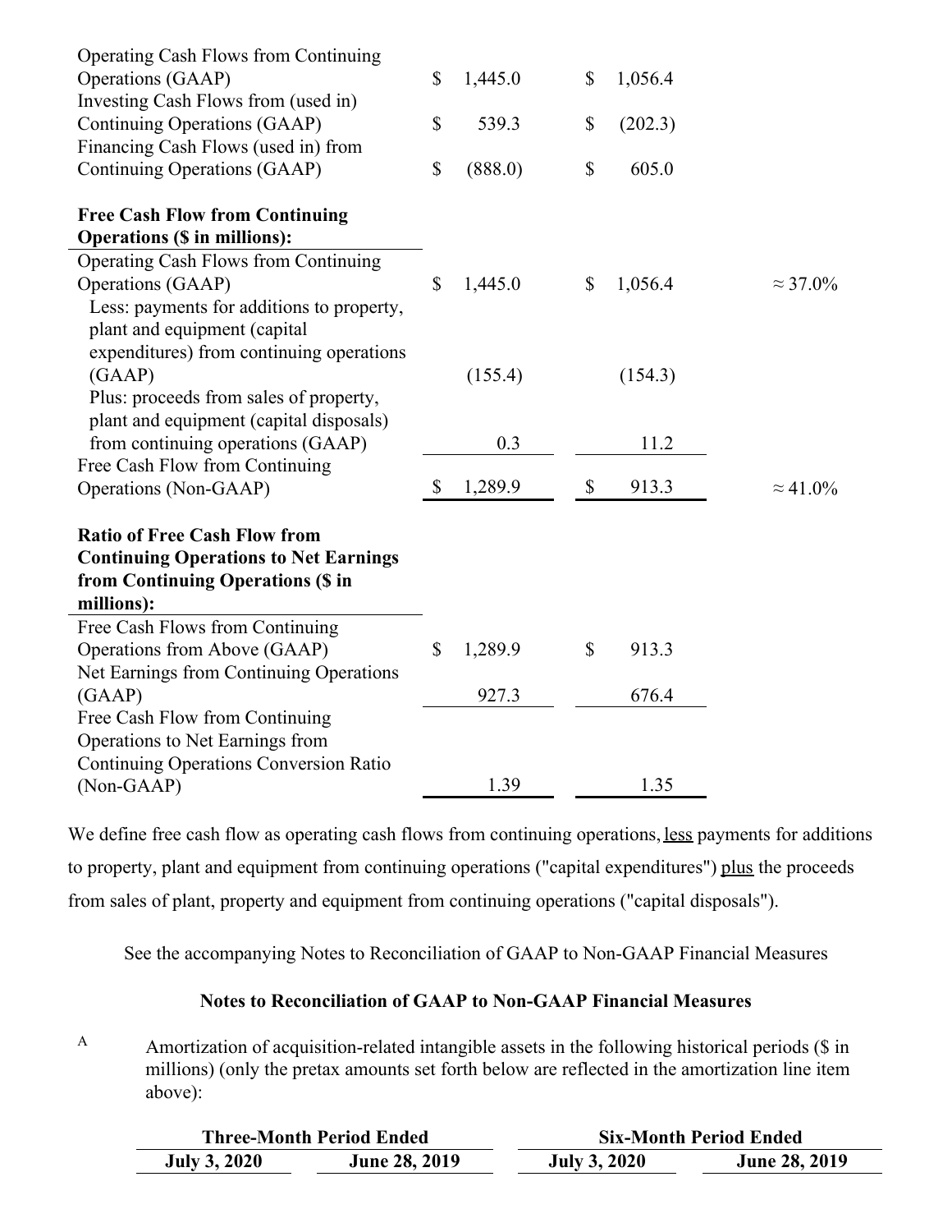| | | | |
|---|---|---|---|
| Operating Cash Flows from Continuing Operations (GAAP) | $ 1,445.0 | $ 1,056.4 | |
| Investing Cash Flows from (used in) Continuing Operations (GAAP) | $ 539.3 | $ (202.3) | |
| Financing Cash Flows (used in) from Continuing Operations (GAAP) | $ (888.0) | $ 605.0 | |
| **Free Cash Flow from Continuing Operations ($ in millions):** | | | |
| Operating Cash Flows from Continuing Operations (GAAP) | $ 1,445.0 | $ 1,056.4 | ≈ 37.0% |
| Less: payments for additions to property, plant and equipment (capital expenditures) from continuing operations (GAAP) | (155.4) | (154.3) | |
| Plus: proceeds from sales of property, plant and equipment (capital disposals) from continuing operations (GAAP) | 0.3 | 11.2 | |
| Free Cash Flow from Continuing Operations (Non-GAAP) | $ 1,289.9 | $ 913.3 | ≈ 41.0% |
| **Ratio of Free Cash Flow from Continuing Operations to Net Earnings from Continuing Operations ($ in millions):** | | | |
| Free Cash Flows from Continuing Operations from Above (GAAP) | $ 1,289.9 | $ 913.3 | |
| Net Earnings from Continuing Operations (GAAP) | 927.3 | 676.4 | |
| Free Cash Flow from Continuing Operations to Net Earnings from Continuing Operations Conversion Ratio (Non-GAAP) | 1.39 | 1.35 | |

We define free cash flow as operating cash flows from continuing operations, less payments for additions to property, plant and equipment from continuing operations ("capital expenditures") plus the proceeds from sales of plant, property and equipment from continuing operations ("capital disposals").

See the accompanying Notes to Reconciliation of GAAP to Non-GAAP Financial Measures

**Notes to Reconciliation of GAAP to Non-GAAP Financial Measures**

A Amortization of acquisition-related intangible assets in the following historical periods ($ in millions) (only the pretax amounts set forth below are reflected in the amortization line item above):

| Three-Month Period Ended | | Six-Month Period Ended | |
|---|---|---|---|
| **July 3, 2020** | **June 28, 2019** | **July 3, 2020** | **June 28, 2019** |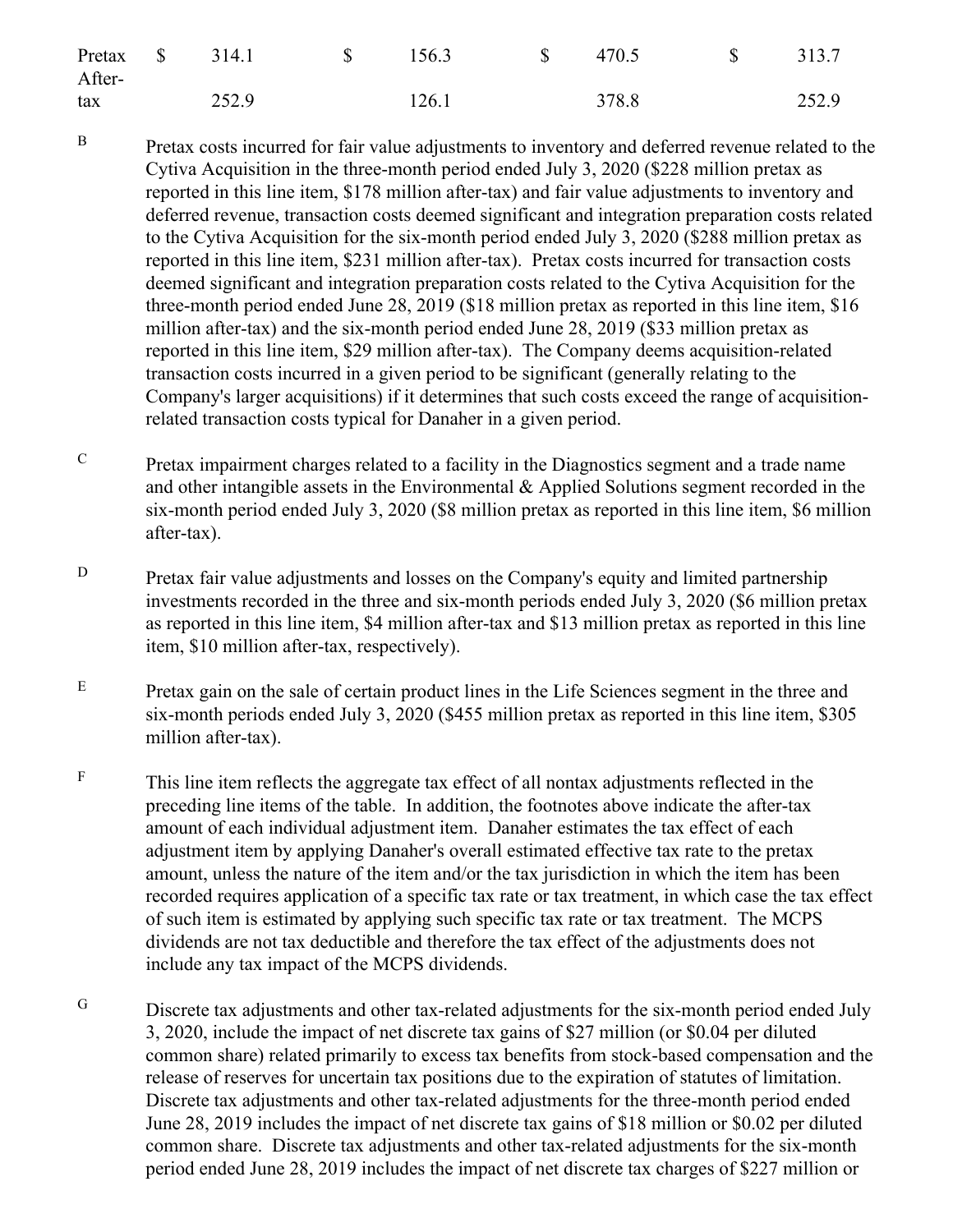| | | | | |
|---|---|---|---|---|
| Pretax | $ 314.1 | $ 156.3 | $ 470.5 | $ 313.7 |
| After-tax | 252.9 | 126.1 | 378.8 | 252.9 |

B Pretax costs incurred for fair value adjustments to inventory and deferred revenue related to the Cytiva Acquisition in the three-month period ended July 3, 2020 ($228 million pretax as reported in this line item, $178 million after-tax) and fair value adjustments to inventory and deferred revenue, transaction costs deemed significant and integration preparation costs related to the Cytiva Acquisition for the six-month period ended July 3, 2020 ($288 million pretax as reported in this line item, $231 million after-tax). Pretax costs incurred for transaction costs deemed significant and integration preparation costs related to the Cytiva Acquisition for the three-month period ended June 28, 2019 ($18 million pretax as reported in this line item, $16 million after-tax) and the six-month period ended June 28, 2019 ($33 million pretax as reported in this line item, $29 million after-tax). The Company deems acquisition-related transaction costs incurred in a given period to be significant (generally relating to the Company's larger acquisitions) if it determines that such costs exceed the range of acquisition-related transaction costs typical for Danaher in a given period.

C Pretax impairment charges related to a facility in the Diagnostics segment and a trade name and other intangible assets in the Environmental & Applied Solutions segment recorded in the six-month period ended July 3, 2020 ($8 million pretax as reported in this line item, $6 million after-tax).

D Pretax fair value adjustments and losses on the Company's equity and limited partnership investments recorded in the three and six-month periods ended July 3, 2020 ($6 million pretax as reported in this line item, $4 million after-tax and $13 million pretax as reported in this line item, $10 million after-tax, respectively).

E Pretax gain on the sale of certain product lines in the Life Sciences segment in the three and six-month periods ended July 3, 2020 ($455 million pretax as reported in this line item, $305 million after-tax).

F This line item reflects the aggregate tax effect of all nontax adjustments reflected in the preceding line items of the table. In addition, the footnotes above indicate the after-tax amount of each individual adjustment item. Danaher estimates the tax effect of each adjustment item by applying Danaher's overall estimated effective tax rate to the pretax amount, unless the nature of the item and/or the tax jurisdiction in which the item has been recorded requires application of a specific tax rate or tax treatment, in which case the tax effect of such item is estimated by applying such specific tax rate or tax treatment. The MCPS dividends are not tax deductible and therefore the tax effect of the adjustments does not include any tax impact of the MCPS dividends.

G Discrete tax adjustments and other tax-related adjustments for the six-month period ended July 3, 2020, include the impact of net discrete tax gains of $27 million (or $0.04 per diluted common share) related primarily to excess tax benefits from stock-based compensation and the release of reserves for uncertain tax positions due to the expiration of statutes of limitation. Discrete tax adjustments and other tax-related adjustments for the three-month period ended June 28, 2019 includes the impact of net discrete tax gains of $18 million or $0.02 per diluted common share. Discrete tax adjustments and other tax-related adjustments for the six-month period ended June 28, 2019 includes the impact of net discrete tax charges of $227 million or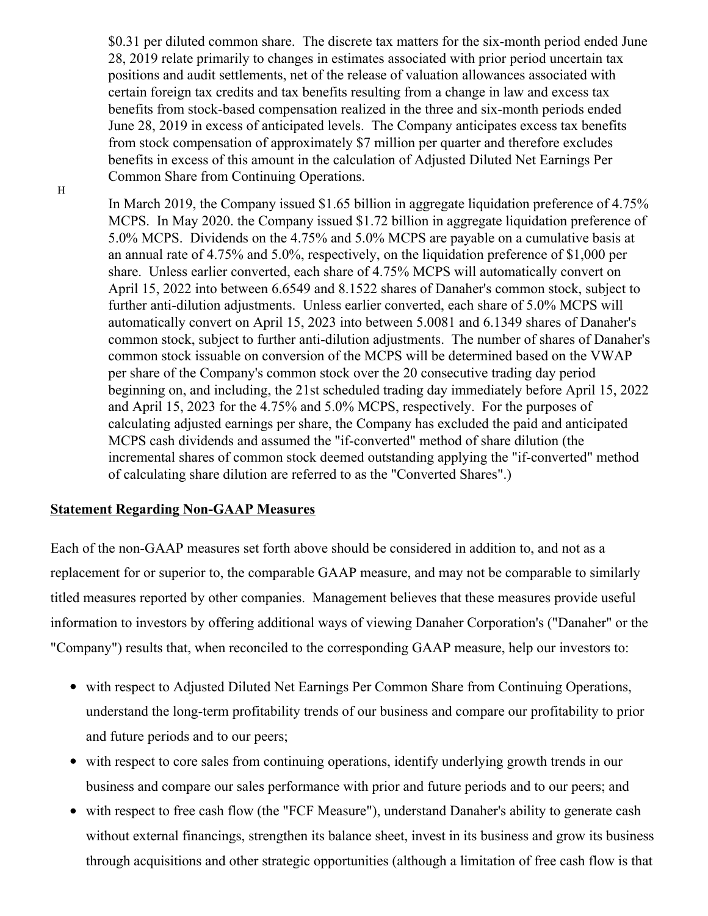$0.31 per diluted common share. The discrete tax matters for the six-month period ended June 28, 2019 relate primarily to changes in estimates associated with prior period uncertain tax positions and audit settlements, net of the release of valuation allowances associated with certain foreign tax credits and tax benefits resulting from a change in law and excess tax benefits from stock-based compensation realized in the three and six-month periods ended June 28, 2019 in excess of anticipated levels. The Company anticipates excess tax benefits from stock compensation of approximately $7 million per quarter and therefore excludes benefits in excess of this amount in the calculation of Adjusted Diluted Net Earnings Per Common Share from Continuing Operations.

H

In March 2019, the Company issued $1.65 billion in aggregate liquidation preference of 4.75% MCPS. In May 2020. the Company issued $1.72 billion in aggregate liquidation preference of 5.0% MCPS. Dividends on the 4.75% and 5.0% MCPS are payable on a cumulative basis at an annual rate of 4.75% and 5.0%, respectively, on the liquidation preference of $1,000 per share. Unless earlier converted, each share of 4.75% MCPS will automatically convert on April 15, 2022 into between 6.6549 and 8.1522 shares of Danaher's common stock, subject to further anti-dilution adjustments. Unless earlier converted, each share of 5.0% MCPS will automatically convert on April 15, 2023 into between 5.0081 and 6.1349 shares of Danaher's common stock, subject to further anti-dilution adjustments. The number of shares of Danaher's common stock issuable on conversion of the MCPS will be determined based on the VWAP per share of the Company's common stock over the 20 consecutive trading day period beginning on, and including, the 21st scheduled trading day immediately before April 15, 2022 and April 15, 2023 for the 4.75% and 5.0% MCPS, respectively. For the purposes of calculating adjusted earnings per share, the Company has excluded the paid and anticipated MCPS cash dividends and assumed the "if-converted" method of share dilution (the incremental shares of common stock deemed outstanding applying the "if-converted" method of calculating share dilution are referred to as the "Converted Shares".)

**Statement Regarding Non-GAAP Measures**

Each of the non-GAAP measures set forth above should be considered in addition to, and not as a replacement for or superior to, the comparable GAAP measure, and may not be comparable to similarly titled measures reported by other companies. Management believes that these measures provide useful information to investors by offering additional ways of viewing Danaher Corporation's ("Danaher" or the "Company") results that, when reconciled to the corresponding GAAP measure, help our investors to:

- with respect to Adjusted Diluted Net Earnings Per Common Share from Continuing Operations, understand the long-term profitability trends of our business and compare our profitability to prior and future periods and to our peers;
- with respect to core sales from continuing operations, identify underlying growth trends in our business and compare our sales performance with prior and future periods and to our peers; and
- with respect to free cash flow (the "FCF Measure"), understand Danaher's ability to generate cash without external financings, strengthen its balance sheet, invest in its business and grow its business through acquisitions and other strategic opportunities (although a limitation of free cash flow is that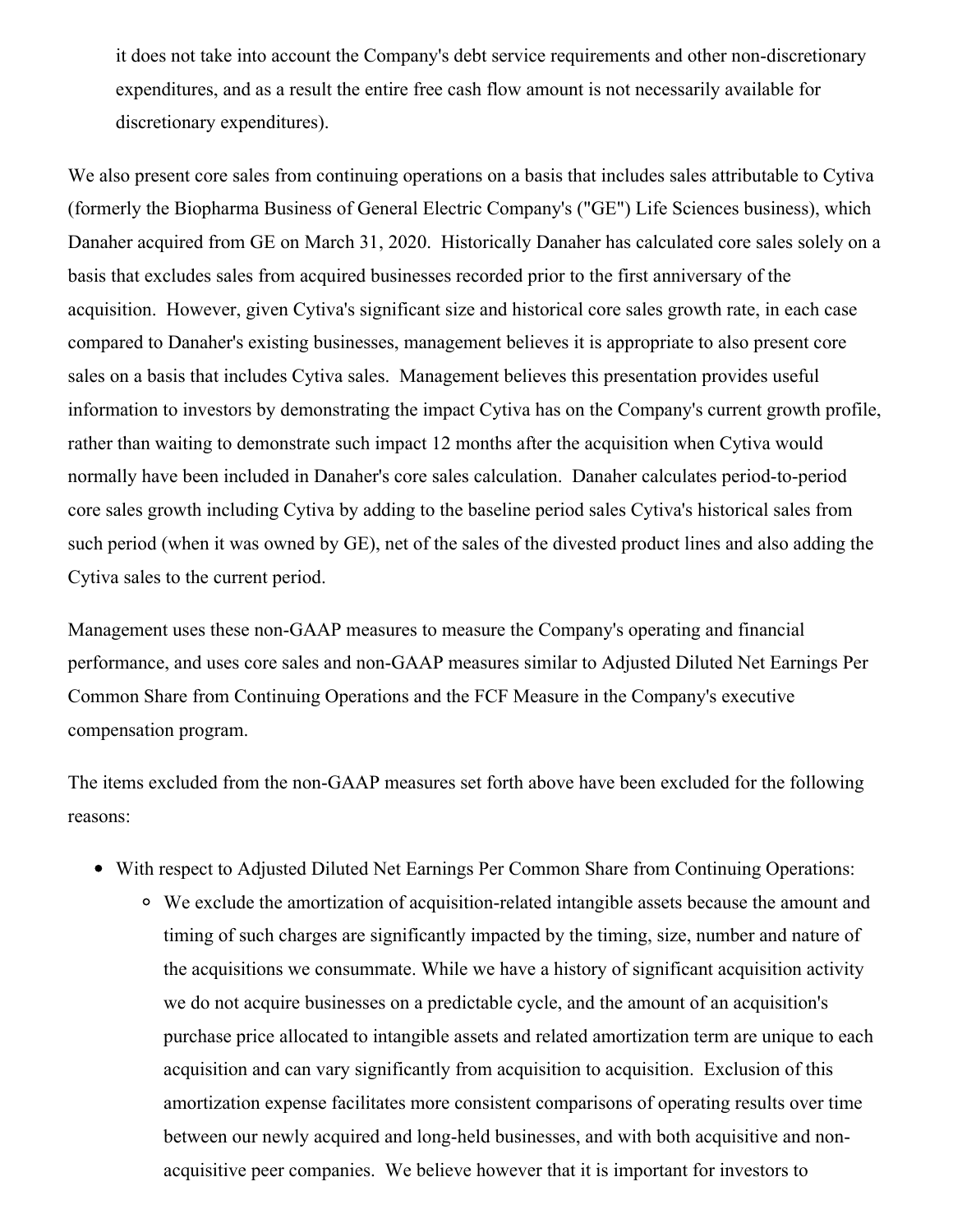it does not take into account the Company's debt service requirements and other non-discretionary expenditures, and as a result the entire free cash flow amount is not necessarily available for discretionary expenditures).

We also present core sales from continuing operations on a basis that includes sales attributable to Cytiva (formerly the Biopharma Business of General Electric Company's ("GE") Life Sciences business), which Danaher acquired from GE on March 31, 2020. Historically Danaher has calculated core sales solely on a basis that excludes sales from acquired businesses recorded prior to the first anniversary of the acquisition. However, given Cytiva's significant size and historical core sales growth rate, in each case compared to Danaher's existing businesses, management believes it is appropriate to also present core sales on a basis that includes Cytiva sales. Management believes this presentation provides useful information to investors by demonstrating the impact Cytiva has on the Company's current growth profile, rather than waiting to demonstrate such impact 12 months after the acquisition when Cytiva would normally have been included in Danaher's core sales calculation. Danaher calculates period-to-period core sales growth including Cytiva by adding to the baseline period sales Cytiva's historical sales from such period (when it was owned by GE), net of the sales of the divested product lines and also adding the Cytiva sales to the current period.

Management uses these non-GAAP measures to measure the Company's operating and financial performance, and uses core sales and non-GAAP measures similar to Adjusted Diluted Net Earnings Per Common Share from Continuing Operations and the FCF Measure in the Company's executive compensation program.

The items excluded from the non-GAAP measures set forth above have been excluded for the following reasons:

- With respect to Adjusted Diluted Net Earnings Per Common Share from Continuing Operations:
  - We exclude the amortization of acquisition-related intangible assets because the amount and timing of such charges are significantly impacted by the timing, size, number and nature of the acquisitions we consummate. While we have a history of significant acquisition activity we do not acquire businesses on a predictable cycle, and the amount of an acquisition's purchase price allocated to intangible assets and related amortization term are unique to each acquisition and can vary significantly from acquisition to acquisition. Exclusion of this amortization expense facilitates more consistent comparisons of operating results over time between our newly acquired and long-held businesses, and with both acquisitive and non-acquisitive peer companies. We believe however that it is important for investors to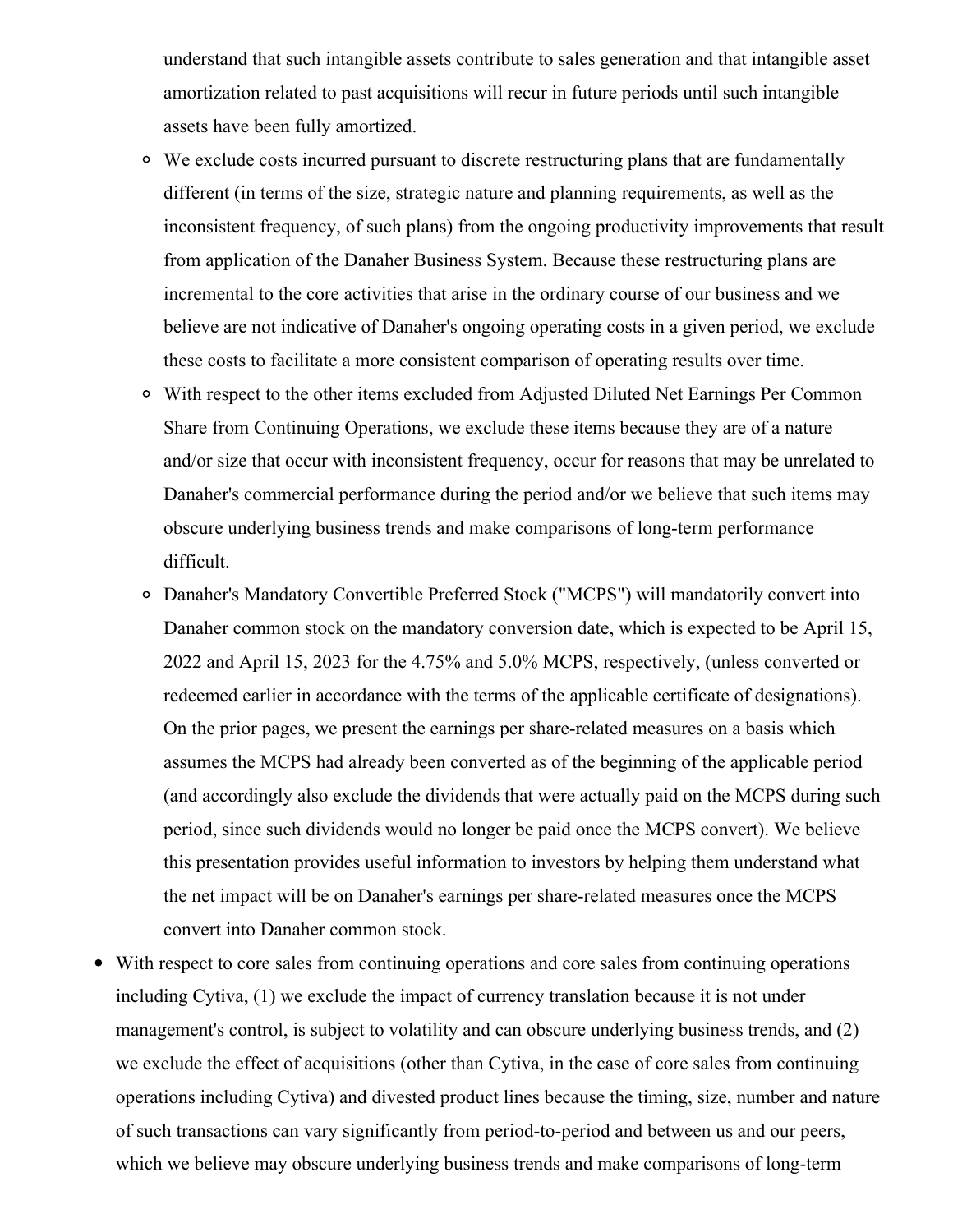understand that such intangible assets contribute to sales generation and that intangible asset amortization related to past acquisitions will recur in future periods until such intangible assets have been fully amortized.

  - We exclude costs incurred pursuant to discrete restructuring plans that are fundamentally different (in terms of the size, strategic nature and planning requirements, as well as the inconsistent frequency, of such plans) from the ongoing productivity improvements that result from application of the Danaher Business System. Because these restructuring plans are incremental to the core activities that arise in the ordinary course of our business and we believe are not indicative of Danaher's ongoing operating costs in a given period, we exclude these costs to facilitate a more consistent comparison of operating results over time.
  - With respect to the other items excluded from Adjusted Diluted Net Earnings Per Common Share from Continuing Operations, we exclude these items because they are of a nature and/or size that occur with inconsistent frequency, occur for reasons that may be unrelated to Danaher's commercial performance during the period and/or we believe that such items may obscure underlying business trends and make comparisons of long-term performance difficult.
  - Danaher's Mandatory Convertible Preferred Stock ("MCPS") will mandatorily convert into Danaher common stock on the mandatory conversion date, which is expected to be April 15, 2022 and April 15, 2023 for the 4.75% and 5.0% MCPS, respectively, (unless converted or redeemed earlier in accordance with the terms of the applicable certificate of designations). On the prior pages, we present the earnings per share-related measures on a basis which assumes the MCPS had already been converted as of the beginning of the applicable period (and accordingly also exclude the dividends that were actually paid on the MCPS during such period, since such dividends would no longer be paid once the MCPS convert). We believe this presentation provides useful information to investors by helping them understand what the net impact will be on Danaher's earnings per share-related measures once the MCPS convert into Danaher common stock.

- With respect to core sales from continuing operations and core sales from continuing operations including Cytiva, (1) we exclude the impact of currency translation because it is not under management's control, is subject to volatility and can obscure underlying business trends, and (2) we exclude the effect of acquisitions (other than Cytiva, in the case of core sales from continuing operations including Cytiva) and divested product lines because the timing, size, number and nature of such transactions can vary significantly from period-to-period and between us and our peers, which we believe may obscure underlying business trends and make comparisons of long-term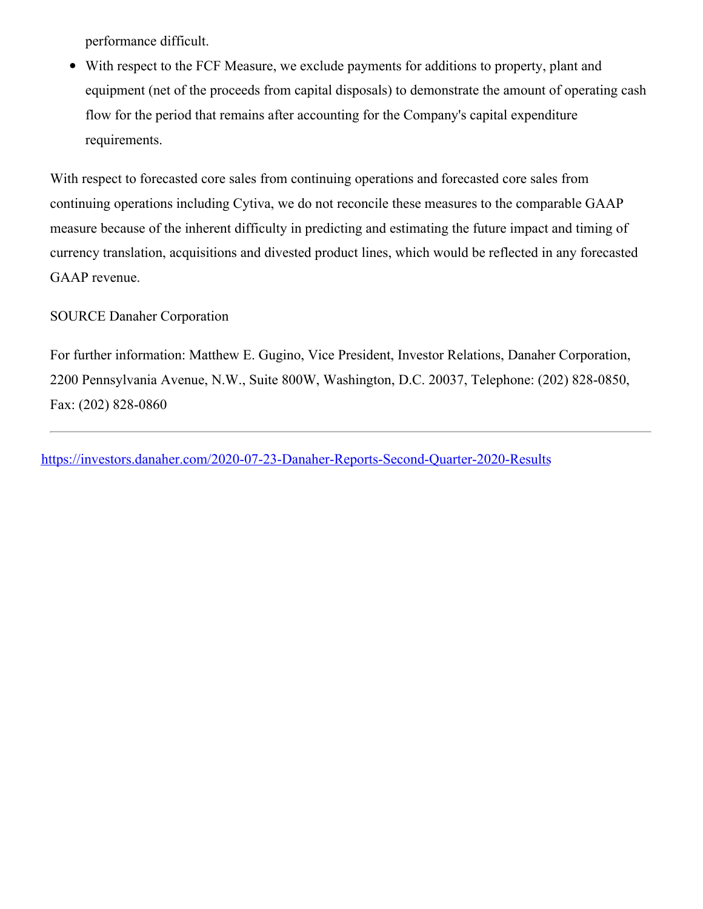performance difficult.

- With respect to the FCF Measure, we exclude payments for additions to property, plant and equipment (net of the proceeds from capital disposals) to demonstrate the amount of operating cash flow for the period that remains after accounting for the Company's capital expenditure requirements.

With respect to forecasted core sales from continuing operations and forecasted core sales from continuing operations including Cytiva, we do not reconcile these measures to the comparable GAAP measure because of the inherent difficulty in predicting and estimating the future impact and timing of currency translation, acquisitions and divested product lines, which would be reflected in any forecasted GAAP revenue.

SOURCE Danaher Corporation

For further information: Matthew E. Gugino, Vice President, Investor Relations, Danaher Corporation, 2200 Pennsylvania Avenue, N.W., Suite 800W, Washington, D.C. 20037, Telephone: (202) 828-0850, Fax: (202) 828-0860

---

https://investors.danaher.com/2020-07-23-Danaher-Reports-Second-Quarter-2020-Results